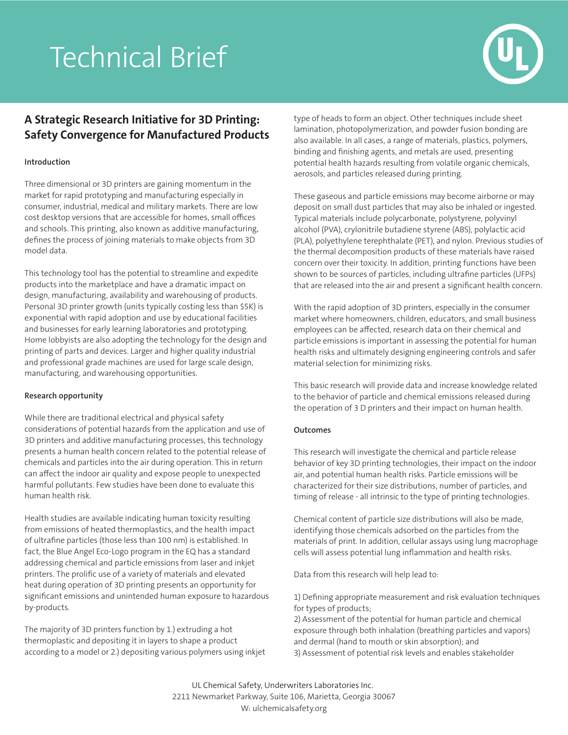# Technical Brief

## A Strategic Research Initiative for 3D Printing: Safety Convergence for Manufactured Products

**Introduction**

Three dimensional or 3D printers are gaining momentum in the market for rapid prototyping and manufacturing especially in consumer, industrial, medical and military markets. There are low cost desktop versions that are accessible for homes, small offices and schools. This printing, also known as additive manufacturing, defines the process of joining materials to make objects from 3D model data.

This technology tool has the potential to streamline and expedite products into the marketplace and have a dramatic impact on design, manufacturing, availability and warehousing of products. Personal 3D printer growth (units typically costing less than $5K) is exponential with rapid adoption and use by educational facilities and businesses for early learning laboratories and prototyping. Home lobbyists are also adopting the technology for the design and printing of parts and devices. Larger and higher quality industrial and professional grade machines are used for large scale design, manufacturing, and warehousing opportunities.

**Research opportunity**

While there are traditional electrical and physical safety considerations of potential hazards from the application and use of 3D printers and additive manufacturing processes, this technology presents a human health concern related to the potential release of chemicals and particles into the air during operation. This in return can affect the indoor air quality and expose people to unexpected harmful pollutants. Few studies have been done to evaluate this human health risk.

Health studies are available indicating human toxicity resulting from emissions of heated thermoplastics, and the health impact of ultrafine particles (those less than 100 nm) is established. In fact, the Blue Angel Eco-Logo program in the EQ has a standard addressing chemical and particle emissions from laser and inkjet printers. The prolific use of a variety of materials and elevated heat during operation of 3D printing presents an opportunity for significant emissions and unintended human exposure to hazardous by-products.

The majority of 3D printers function by 1.) extruding a hot thermoplastic and depositing it in layers to shape a product according to a model or 2.) depositing various polymers using inkjet type of heads to form an object. Other techniques include sheet lamination, photopolymerization, and powder fusion bonding are also available. In all cases, a range of materials, plastics, polymers, binding and finishing agents, and metals are used, presenting potential health hazards resulting from volatile organic chemicals, aerosols, and particles released during printing.

These gaseous and particle emissions may become airborne or may deposit on small dust particles that may also be inhaled or ingested. Typical materials include polycarbonate, polystyrene, polyvinyl alcohol (PVA), crylonitrile butadiene styrene (ABS), polylactic acid (PLA), polyethylene terephthalate (PET), and nylon. Previous studies of the thermal decomposition products of these materials have raised concern over their toxicity. In addition, printing functions have been shown to be sources of particles, including ultrafine particles (UFPs) that are released into the air and present a significant health concern.

With the rapid adoption of 3D printers, especially in the consumer market where homeowners, children, educators, and small business employees can be affected, research data on their chemical and particle emissions is important in assessing the potential for human health risks and ultimately designing engineering controls and safer material selection for minimizing risks.

This basic research will provide data and increase knowledge related to the behavior of particle and chemical emissions released during the operation of 3 D printers and their impact on human health.

**Outcomes**

This research will investigate the chemical and particle release behavior of key 3D printing technologies, their impact on the indoor air, and potential human health risks. Particle emissions will be characterized for their size distributions, number of particles, and timing of release - all intrinsic to the type of printing technologies.

Chemical content of particle size distributions will also be made, identifying those chemicals adsorbed on the particles from the materials of print. In addition, cellular assays using lung macrophage cells will assess potential lung inflammation and health risks.

Data from this research will help lead to:

1) Defining appropriate measurement and risk evaluation techniques for types of products;
2) Assessment of the potential for human particle and chemical exposure through both inhalation (breathing particles and vapors) and dermal (hand to mouth or skin absorption); and
3) Assessment of potential risk levels and enables stakeholder

UL Chemical Safety, Underwriters Laboratories Inc.
2211 Newmarket Parkway, Suite 106, Marietta, Georgia 30067
W: ulchemicalsafety.org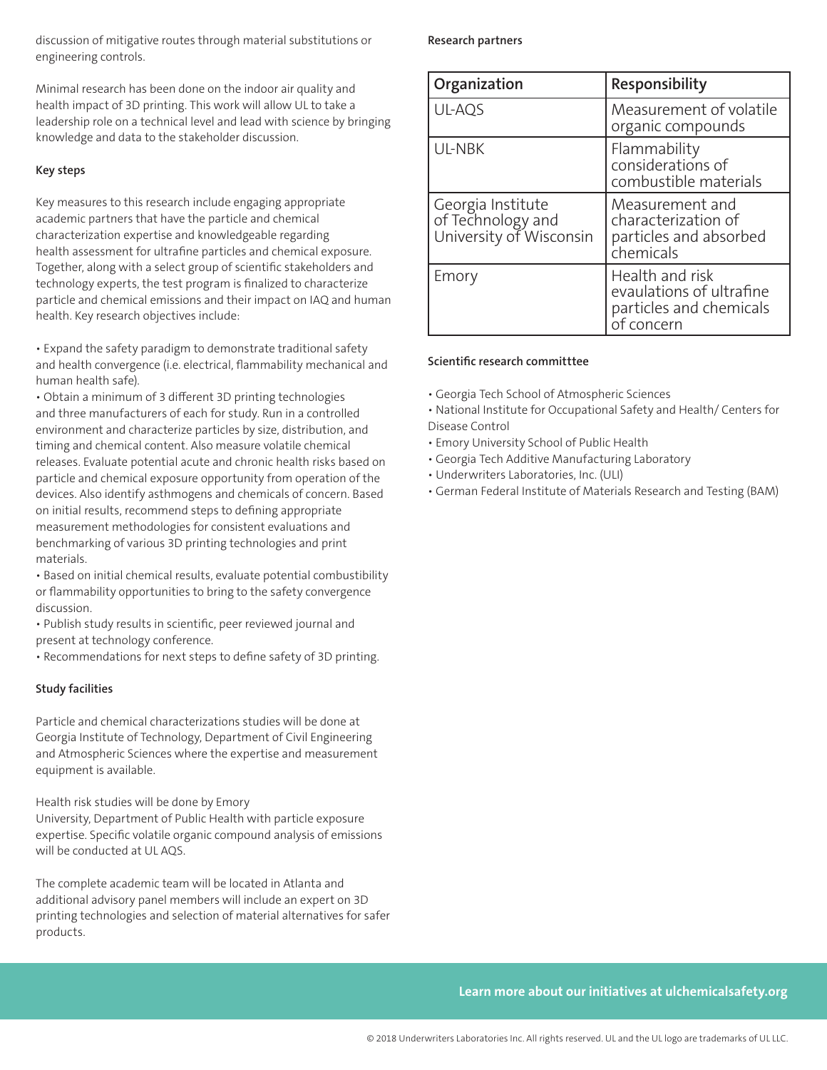discussion of mitigative routes through material substitutions or engineering controls.

Minimal research has been done on the indoor air quality and health impact of 3D printing. This work will allow UL to take a leadership role on a technical level and lead with science by bringing knowledge and data to the stakeholder discussion.

**Key steps**

Key measures to this research include engaging appropriate academic partners that have the particle and chemical characterization expertise and knowledgeable regarding health assessment for ultrafine particles and chemical exposure. Together, along with a select group of scientific stakeholders and technology experts, the test program is finalized to characterize particle and chemical emissions and their impact on IAQ and human health. Key research objectives include:

- Expand the safety paradigm to demonstrate traditional safety and health convergence (i.e. electrical, flammability mechanical and human health safe).
- Obtain a minimum of 3 different 3D printing technologies and three manufacturers of each for study. Run in a controlled environment and characterize particles by size, distribution, and timing and chemical content. Also measure volatile chemical releases. Evaluate potential acute and chronic health risks based on particle and chemical exposure opportunity from operation of the devices. Also identify asthmogens and chemicals of concern. Based on initial results, recommend steps to defining appropriate measurement methodologies for consistent evaluations and benchmarking of various 3D printing technologies and print materials.
- Based on initial chemical results, evaluate potential combustibility or flammability opportunities to bring to the safety convergence discussion.
- Publish study results in scientific, peer reviewed journal and present at technology conference.
- Recommendations for next steps to define safety of 3D printing.

**Study facilities**

Particle and chemical characterizations studies will be done at Georgia Institute of Technology, Department of Civil Engineering and Atmospheric Sciences where the expertise and measurement equipment is available.

Health risk studies will be done by Emory University, Department of Public Health with particle exposure expertise. Specific volatile organic compound analysis of emissions will be conducted at UL AQS.

The complete academic team will be located in Atlanta and additional advisory panel members will include an expert on 3D printing technologies and selection of material alternatives for safer products.

**Research partners**

| Organization | Responsibility |
|---|---|
| UL-AQS | Measurement of volatile organic compounds |
| UL-NBK | Flammability considerations of combustible materials |
| Georgia Institute of Technology and University of Wisconsin | Measurement and characterization of particles and absorbed chemicals |
| Emory | Health and risk evaulations of ultrafine particles and chemicals of concern |

**Scientific research committtee**

- Georgia Tech School of Atmospheric Sciences
- National Institute for Occupational Safety and Health/ Centers for Disease Control
- Emory University School of Public Health
- Georgia Tech Additive Manufacturing Laboratory
- Underwriters Laboratories, Inc. (ULI)
- German Federal Institute of Materials Research and Testing (BAM)

**Learn more about our initiatives at ulchemicalsafety.org**

© 2018 Underwriters Laboratories Inc. All rights reserved. UL and the UL logo are trademarks of UL LLC.